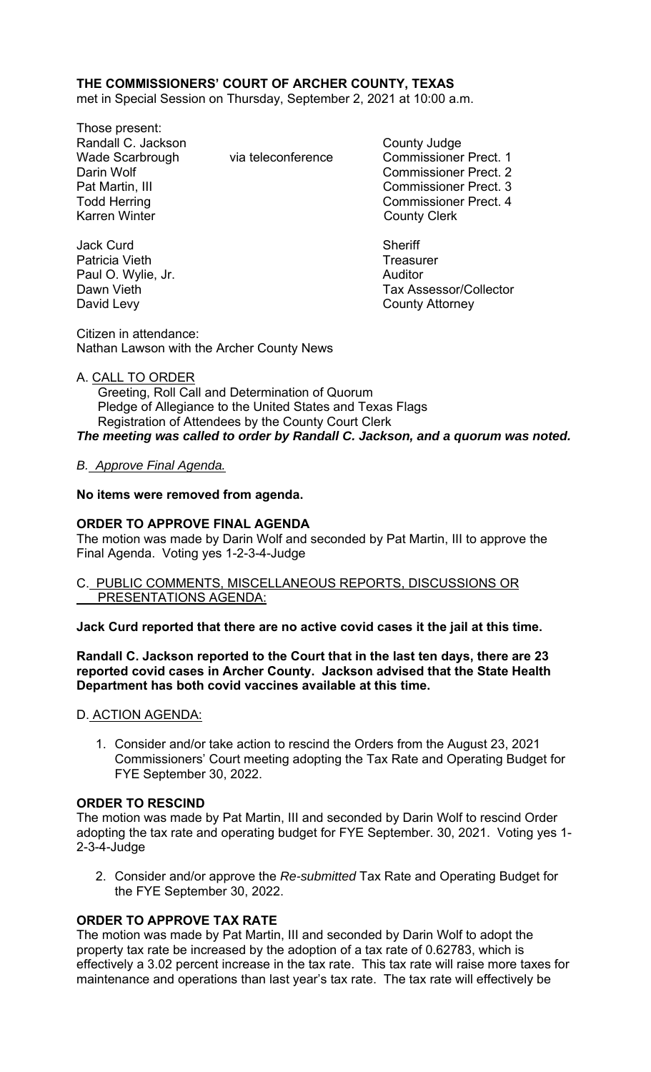**THE COMMISSIONERS' COURT OF ARCHER COUNTY, TEXAS**
met in Special Session on Thursday, September 2, 2021 at 10:00 a.m.

Those present:

| | | |
|---|---|---|
| Randall C. Jackson | | County Judge |
| Wade Scarbrough | via teleconference | Commissioner Prect. 1 |
| Darin Wolf | | Commissioner Prect. 2 |
| Pat Martin, III | | Commissioner Prect. 3 |
| Todd Herring | | Commissioner Prect. 4 |
| Karren Winter | | County Clerk |
| | | |
| Jack Curd | | Sheriff |
| Patricia Vieth | | Treasurer |
| Paul O. Wylie, Jr. | | Auditor |
| Dawn Vieth | | Tax Assessor/Collector |
| David Levy | | County Attorney |

Citizen in attendance:
Nathan Lawson with the Archer County News

A. CALL TO ORDER
Greeting, Roll Call and Determination of Quorum
Pledge of Allegiance to the United States and Texas Flags
Registration of Attendees by the County Court Clerk
***The meeting was called to order by Randall C. Jackson, and a quorum was noted.***

*B. Approve Final Agenda.*

**No items were removed from agenda.**

**ORDER TO APPROVE FINAL AGENDA**
The motion was made by Darin Wolf and seconded by Pat Martin, III to approve the Final Agenda. Voting yes 1-2-3-4-Judge

C. PUBLIC COMMENTS, MISCELLANEOUS REPORTS, DISCUSSIONS OR PRESENTATIONS AGENDA:

**Jack Curd reported that there are no active covid cases it the jail at this time.**

**Randall C. Jackson reported to the Court that in the last ten days, there are 23 reported covid cases in Archer County. Jackson advised that the State Health Department has both covid vaccines available at this time.**

D. ACTION AGENDA:

1. Consider and/or take action to rescind the Orders from the August 23, 2021 Commissioners' Court meeting adopting the Tax Rate and Operating Budget for FYE September 30, 2022.

**ORDER TO RESCIND**
The motion was made by Pat Martin, III and seconded by Darin Wolf to rescind Order adopting the tax rate and operating budget for FYE September. 30, 2021. Voting yes 1-2-3-4-Judge

2. Consider and/or approve the *Re-submitted* Tax Rate and Operating Budget for the FYE September 30, 2022.

**ORDER TO APPROVE TAX RATE**
The motion was made by Pat Martin, III and seconded by Darin Wolf to adopt the property tax rate be increased by the adoption of a tax rate of 0.62783, which is effectively a 3.02 percent increase in the tax rate. This tax rate will raise more taxes for maintenance and operations than last year's tax rate. The tax rate will effectively be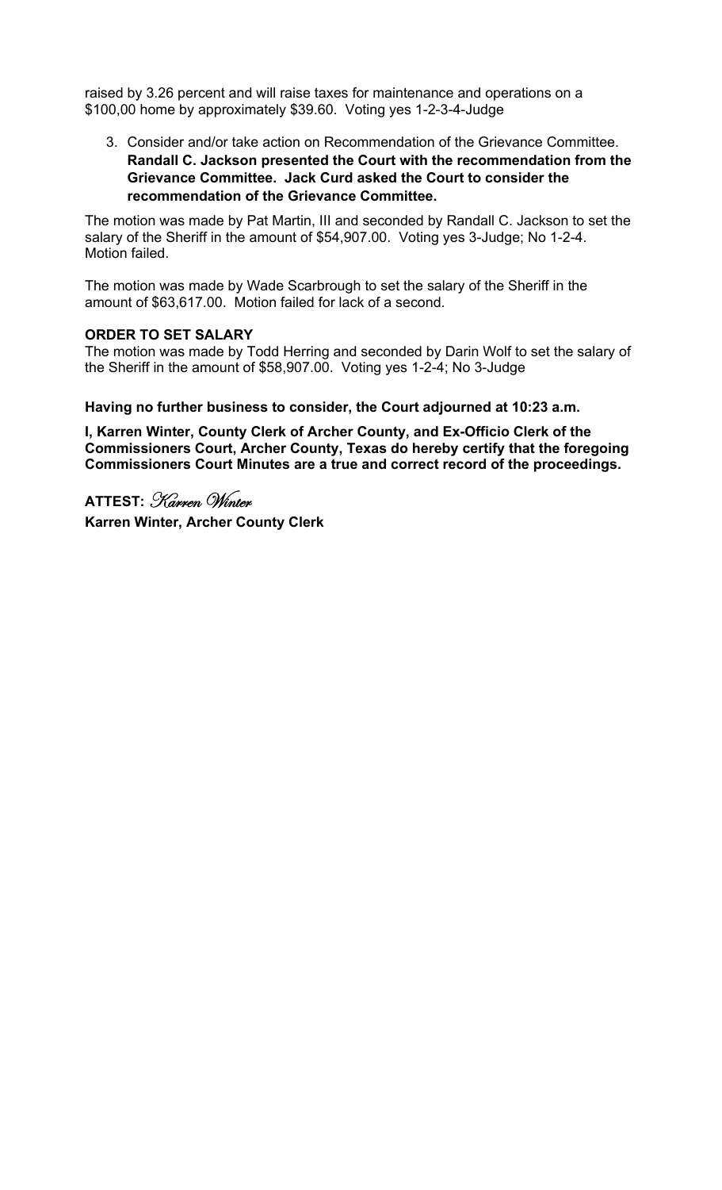raised by 3.26 percent and will raise taxes for maintenance and operations on a $100,00 home by approximately $39.60. Voting yes 1-2-3-4-Judge

3. Consider and/or take action on Recommendation of the Grievance Committee. **Randall C. Jackson presented the Court with the recommendation from the Grievance Committee. Jack Curd asked the Court to consider the recommendation of the Grievance Committee.**

The motion was made by Pat Martin, III and seconded by Randall C. Jackson to set the salary of the Sheriff in the amount of $54,907.00. Voting yes 3-Judge; No 1-2-4. Motion failed.

The motion was made by Wade Scarbrough to set the salary of the Sheriff in the amount of $63,617.00. Motion failed for lack of a second.

**ORDER TO SET SALARY**

The motion was made by Todd Herring and seconded by Darin Wolf to set the salary of the Sheriff in the amount of $58,907.00. Voting yes 1-2-4; No 3-Judge

**Having no further business to consider, the Court adjourned at 10:23 a.m.**

**I, Karren Winter, County Clerk of Archer County, and Ex-Officio Clerk of the Commissioners Court, Archer County, Texas do hereby certify that the foregoing Commissioners Court Minutes are a true and correct record of the proceedings.**

**ATTEST:** *Karren Winter*

**Karren Winter, Archer County Clerk**